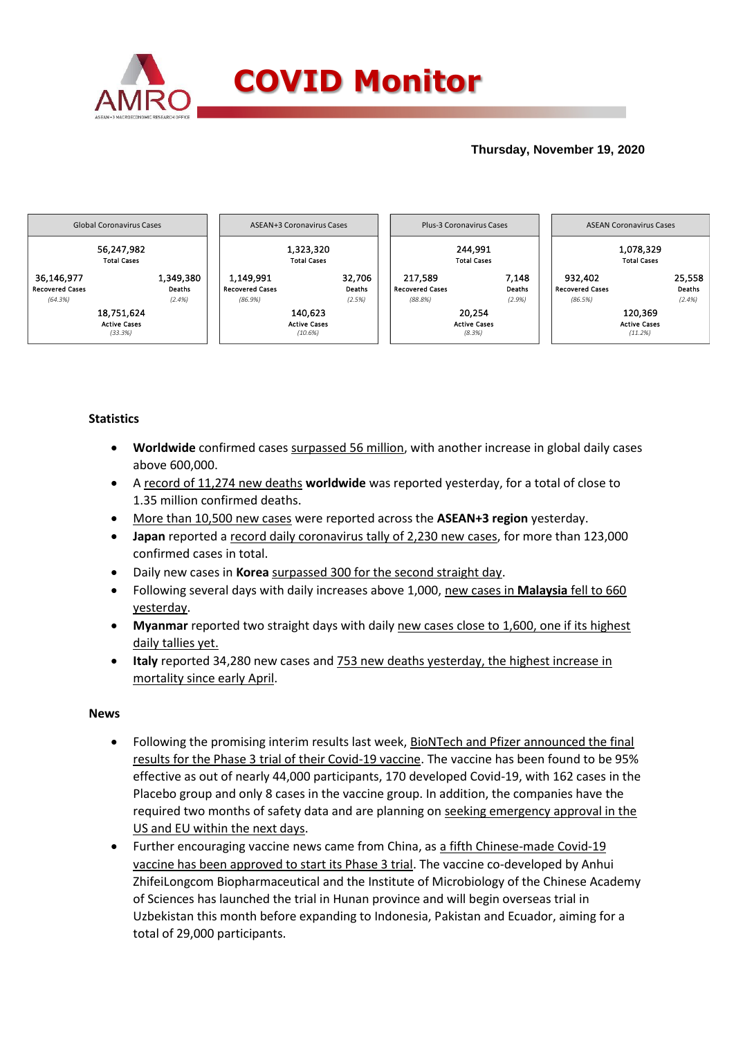# COVID Monitor

**Thursday, November 19, 2020**

| Global Coronavirus Cases | | ASEAN+3 Coronavirus Cases | | Plus-3 Coronavirus Cases | | ASEAN Coronavirus Cases | |
|---|---|---|---|---|---|---|---|
| 56,247,982 Total Cases | | 1,323,320 Total Cases | | 244,991 Total Cases | | 1,078,329 Total Cases | |
| 36,146,977 Recovered Cases (64.3%) | 1,349,380 Deaths (2.4%) | 1,149,991 Recovered Cases (86.9%) | 32,706 Deaths (2.5%) | 217,589 Recovered Cases (88.8%) | 7,148 Deaths (2.9%) | 932,402 Recovered Cases (86.5%) | 25,558 Deaths (2.4%) |
| 18,751,624 Active Cases (33.3%) | | 140,623 Active Cases (10.6%) | | 20,254 Active Cases (8.3%) | | 120,369 Active Cases (11.2%) | |

**Statistics**

- **Worldwide** confirmed cases surpassed 56 million, with another increase in global daily cases above 600,000.
- A record of 11,274 new deaths **worldwide** was reported yesterday, for a total of close to 1.35 million confirmed deaths.
- More than 10,500 new cases were reported across the **ASEAN+3 region** yesterday.
- **Japan** reported a record daily coronavirus tally of 2,230 new cases, for more than 123,000 confirmed cases in total.
- Daily new cases in **Korea** surpassed 300 for the second straight day.
- Following several days with daily increases above 1,000, new cases in **Malaysia** fell to 660 yesterday.
- **Myanmar** reported two straight days with daily new cases close to 1,600, one if its highest daily tallies yet.
- **Italy** reported 34,280 new cases and 753 new deaths yesterday, the highest increase in mortality since early April.

**News**

- Following the promising interim results last week, BioNTech and Pfizer announced the final results for the Phase 3 trial of their Covid-19 vaccine. The vaccine has been found to be 95% effective as out of nearly 44,000 participants, 170 developed Covid-19, with 162 cases in the Placebo group and only 8 cases in the vaccine group. In addition, the companies have the required two months of safety data and are planning on seeking emergency approval in the US and EU within the next days.
- Further encouraging vaccine news came from China, as a fifth Chinese-made Covid-19 vaccine has been approved to start its Phase 3 trial. The vaccine co-developed by Anhui ZhifeiLongcom Biopharmaceutical and the Institute of Microbiology of the Chinese Academy of Sciences has launched the trial in Hunan province and will begin overseas trial in Uzbekistan this month before expanding to Indonesia, Pakistan and Ecuador, aiming for a total of 29,000 participants.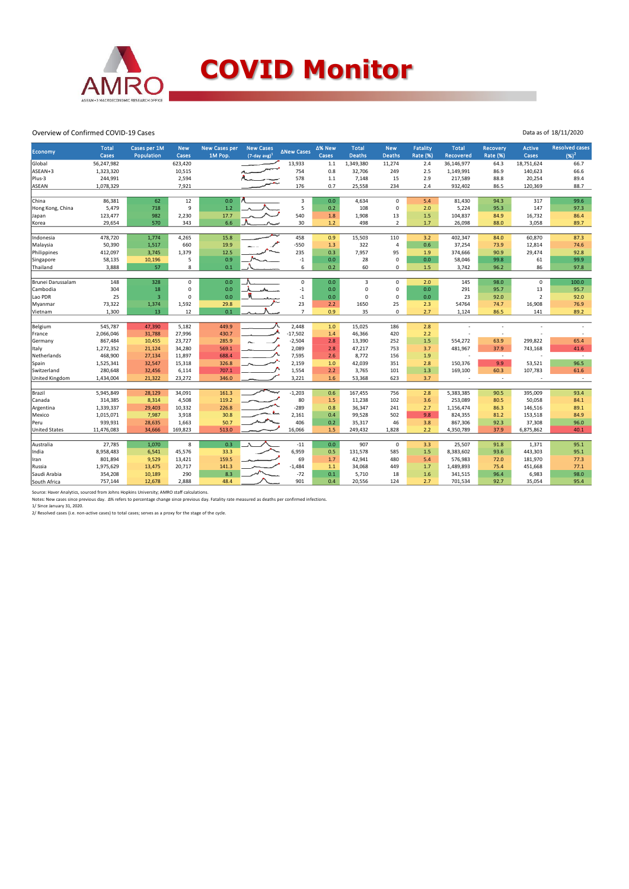# COVID Monitor

Overview of Confirmed COVID-19 Cases

Data as of 18/11/2020

| Economy | Total Cases | Cases per 1M Population | New Cases | New Cases per 1M Pop. | New Cases (7-day avg)[1] | ΔNew Cases | Δ% New Cases | Total Deaths | New Deaths | Fatality Rate (%) | Total Recovered | Recovery Rate (%) | Active Cases | Resolved cases (%)[2] |
|---|---|---|---|---|---|---|---|---|---|---|---|---|---|---|
| Global | 56,247,982 | | 623,420 | | | 13,933 | 1.1 | 1,349,380 | 11,274 | 2.4 | 36,146,977 | 64.3 | 18,751,624 | 66.7 |
| ASEAN+3 | 1,323,320 | | 10,515 | | | 754 | 0.8 | 32,706 | 249 | 2.5 | 1,149,991 | 86.9 | 140,623 | 66.6 |
| Plus-3 | 244,991 | | 2,594 | | | 578 | 1.1 | 7,148 | 15 | 2.9 | 217,589 | 88.8 | 20,254 | 89.4 |
| ASEAN | 1,078,329 | | 7,921 | | | 176 | 0.7 | 25,558 | 234 | 2.4 | 932,402 | 86.5 | 120,369 | 88.7 |
| China | 86,381 | 62 | 12 | 0.0 | | 3 | 0.0 | 4,634 | 0 | 5.4 | 81,430 | 94.3 | 317 | 99.6 |
| Hong Kong, China | 5,479 | 718 | 9 | 1.2 | | 5 | 0.2 | 108 | 0 | 2.0 | 5,224 | 95.3 | 147 | 97.3 |
| Japan | 123,477 | 982 | 2,230 | 17.7 | | 540 | 1.8 | 1,908 | 13 | 1.5 | 104,837 | 84.9 | 16,732 | 86.4 |
| Korea | 29,654 | 570 | 343 | 6.6 | | 30 | 1.2 | 498 | 2 | 1.7 | 26,098 | 88.0 | 3,058 | 89.7 |
| Indonesia | 478,720 | 1,774 | 4,265 | 15.8 | | 458 | 0.9 | 15,503 | 110 | 3.2 | 402,347 | 84.0 | 60,870 | 87.3 |
| Malaysia | 50,390 | 1,517 | 660 | 19.9 | | -550 | 1.3 | 322 | 4 | 0.6 | 37,254 | 73.9 | 12,814 | 74.6 |
| Philippines | 412,097 | 3,745 | 1,379 | 12.5 | | 235 | 0.3 | 7,957 | 95 | 1.9 | 374,666 | 90.9 | 29,474 | 92.8 |
| Singapore | 58,135 | 10,196 | 5 | 0.9 | | -1 | 0.0 | 28 | 0 | 0.0 | 58,046 | 99.8 | 61 | 99.9 |
| Thailand | 3,888 | 57 | 8 | 0.1 | | 6 | 0.2 | 60 | 0 | 1.5 | 3,742 | 96.2 | 86 | 97.8 |
| Brunei Darussalam | 148 | 328 | 0 | 0.0 | | 0 | 0.0 | 3 | 0 | 2.0 | 145 | 98.0 | 0 | 100.0 |
| Cambodia | 304 | 18 | 0 | 0.0 | | -1 | 0.0 | 0 | 0 | 0.0 | 291 | 95.7 | 13 | 95.7 |
| Lao PDR | 25 | 3 | 0 | 0.0 | | -1 | 0.0 | 0 | 0 | 0.0 | 23 | 92.0 | 2 | 92.0 |
| Myanmar | 73,322 | 1,374 | 1,592 | 29.8 | | 23 | 2.2 | 1650 | 25 | 2.3 | 54764 | 74.7 | 16,908 | 76.9 |
| Vietnam | 1,300 | 13 | 12 | 0.1 | | 7 | 0.9 | 35 | 0 | 2.7 | 1,124 | 86.5 | 141 | 89.2 |
| Belgium | 545,787 | 47,390 | 5,182 | 449.9 | | 2,448 | 1.0 | 15,025 | 186 | 2.8 | - | - | - | - |
| France | 2,066,046 | 31,788 | 27,996 | 430.7 | | -17,502 | 1.4 | 46,366 | 420 | 2.2 | - | - | - | - |
| Germany | 867,484 | 10,455 | 23,727 | 285.9 | | -2,504 | 2.8 | 13,390 | 252 | 1.5 | 554,272 | 63.9 | 299,822 | 65.4 |
| Italy | 1,272,352 | 21,124 | 34,280 | 569.1 | | 2,089 | 2.8 | 47,217 | 753 | 3.7 | 481,967 | 37.9 | 743,168 | 41.6 |
| Netherlands | 468,900 | 27,134 | 11,897 | 688.4 | | 7,595 | 2.6 | 8,772 | 156 | 1.9 | - | - | - | - |
| Spain | 1,525,341 | 32,547 | 15,318 | 326.8 | | 2,159 | 1.0 | 42,039 | 351 | 2.8 | 150,376 | 9.9 | 53,521 | 96.5 |
| Switzerland | 280,648 | 32,456 | 6,114 | 707.1 | | 1,554 | 2.2 | 3,765 | 101 | 1.3 | 169,100 | 60.3 | 107,783 | 61.6 |
| United Kingdom | 1,434,004 | 21,322 | 23,272 | 346.0 | | 3,221 | 1.6 | 53,368 | 623 | 3.7 | - | - | - | - |
| Brazil | 5,945,849 | 28,129 | 34,091 | 161.3 | | -1,203 | 0.6 | 167,455 | 756 | 2.8 | 5,383,385 | 90.5 | 395,009 | 93.4 |
| Canada | 314,385 | 8,314 | 4,508 | 119.2 | | 80 | 1.5 | 11,238 | 102 | 3.6 | 253,089 | 80.5 | 50,058 | 84.1 |
| Argentina | 1,339,337 | 29,403 | 10,332 | 226.8 | | -289 | 0.8 | 36,347 | 241 | 2.7 | 1,156,474 | 86.3 | 146,516 | 89.1 |
| Mexico | 1,015,071 | 7,987 | 3,918 | 30.8 | | 2,161 | 0.4 | 99,528 | 502 | 9.8 | 824,355 | 81.2 | 153,518 | 84.9 |
| Peru | 939,931 | 28,635 | 1,663 | 50.7 | | 406 | 0.2 | 35,317 | 46 | 3.8 | 867,306 | 92.3 | 37,308 | 96.0 |
| United States | 11,476,083 | 34,666 | 169,823 | 513.0 | | 16,066 | 1.5 | 249,432 | 1,828 | 2.2 | 4,350,789 | 37.9 | 6,875,862 | 40.1 |
| Australia | 27,785 | 1,070 | 8 | 0.3 | | -11 | 0.0 | 907 | 0 | 3.3 | 25,507 | 91.8 | 1,371 | 95.1 |
| India | 8,958,483 | 6,541 | 45,576 | 33.3 | | 6,959 | 0.5 | 131,578 | 585 | 1.5 | 8,383,602 | 93.6 | 443,303 | 95.1 |
| Iran | 801,894 | 9,529 | 13,421 | 159.5 | | 69 | 1.7 | 42,941 | 480 | 5.4 | 576,983 | 72.0 | 181,970 | 77.3 |
| Russia | 1,975,629 | 13,475 | 20,717 | 141.3 | | -1,484 | 1.1 | 34,068 | 449 | 1.7 | 1,489,893 | 75.4 | 451,668 | 77.1 |
| Saudi Arabia | 354,208 | 10,189 | 290 | 8.3 | | -72 | 0.1 | 5,710 | 18 | 1.6 | 341,515 | 96.4 | 6,983 | 98.0 |
| South Africa | 757,144 | 12,678 | 2,888 | 48.4 | | 901 | 0.4 | 20,556 | 124 | 2.7 | 701,534 | 92.7 | 35,054 | 95.4 |

Source: Haver Analytics, sourced from Johns Hopkins University; AMRO staff calculations.

Notes: New cases since previous day. Δ% refers to percentage change since previous day. Fatality rate measured as deaths per confirmed infections.

1/ Since January 31, 2020.

2/ Resolved cases (i.e. non-active cases) to total cases; serves as a proxy for the stage of the cycle.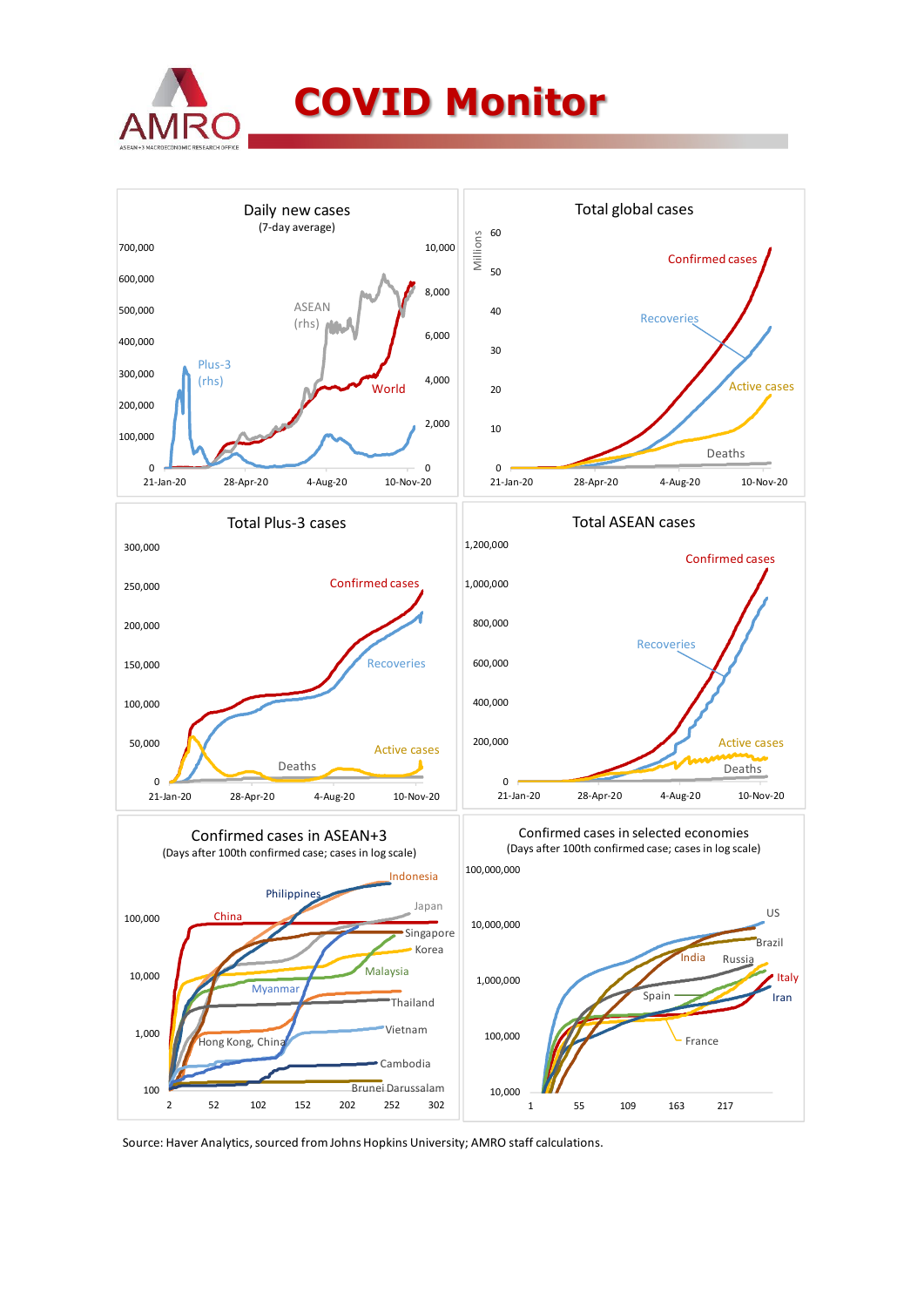# COVID Monitor

AMRO
ASEAN+3 MACROECONOMIC RESEARCH OFFICE

## Daily new cases

(7-day average)

700,000
600,000
500,000
400,000
300,000
200,000
100,000
0

10,000
8,000
6,000
4,000
2,000
0

ASEAN (rhs)
Plus-3 (rhs)
World

21-Jan-20
28-Apr-20
4-Aug-20
10-Nov-20

## Total global cases

Millions

60
50
40
30
20
10
0

Confirmed cases
Recoveries
Active cases
Deaths

21-Jan-20
28-Apr-20
4-Aug-20
10-Nov-20

## Total Plus-3 cases

300,000
250,000
200,000
150,000
100,000
50,000
0

Confirmed cases
Recoveries
Active cases
Deaths

21-Jan-20
28-Apr-20
4-Aug-20
10-Nov-20

## Total ASEAN cases

1,200,000
1,000,000
800,000
600,000
400,000
200,000
0

Confirmed cases
Recoveries
Active cases
Deaths

21-Jan-20
28-Apr-20
4-Aug-20
10-Nov-20

## Confirmed cases in ASEAN+3

(Days after 100th confirmed case; cases in log scale)

100,000
10,000
1,000
100

2
52
102
152
202
252
302

Indonesia
Philippines
Japan
China
Singapore
Korea
Malaysia
Myanmar
Thailand
Vietnam
Hong Kong, China
Cambodia
Brunei Darussalam

## Confirmed cases in selected economies

(Days after 100th confirmed case; cases in log scale)

100,000,000
10,000,000
1,000,000
100,000
10,000

1
55
109
163
217

US
Brazil
India
Russia
Italy
Iran
Spain
France

Source: Haver Analytics, sourced from Johns Hopkins University; AMRO staff calculations.